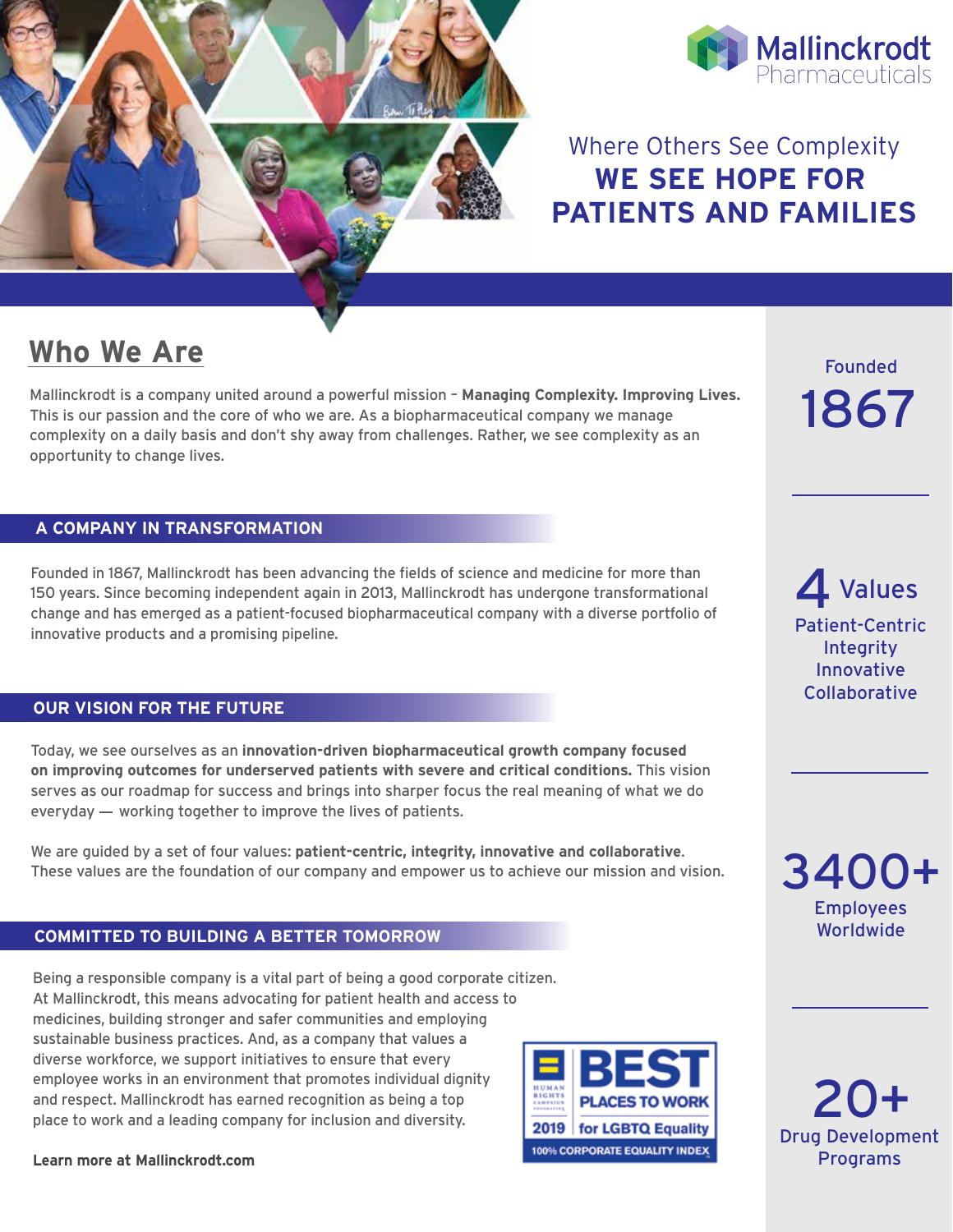Mallinckrodt Pharmaceuticals

Where Others See Complexity
# WE SEE HOPE FOR PATIENTS AND FAMILIES

## Who We Are

Mallinckrodt is a company united around a powerful mission – **Managing Complexity. Improving Lives.** This is our passion and the core of who we are. As a biopharmaceutical company we manage complexity on a daily basis and don't shy away from challenges. Rather, we see complexity as an opportunity to change lives.

### A COMPANY IN TRANSFORMATION

Founded in 1867, Mallinckrodt has been advancing the fields of science and medicine for more than 150 years. Since becoming independent again in 2013, Mallinckrodt has undergone transformational change and has emerged as a patient-focused biopharmaceutical company with a diverse portfolio of innovative products and a promising pipeline.

### OUR VISION FOR THE FUTURE

Today, we see ourselves as an **innovation-driven biopharmaceutical growth company focused on improving outcomes for underserved patients with severe and critical conditions.** This vision serves as our roadmap for success and brings into sharper focus the real meaning of what we do everyday — working together to improve the lives of patients.

We are guided by a set of four values: **patient-centric, integrity, innovative and collaborative**. These values are the foundation of our company and empower us to achieve our mission and vision.

### COMMITTED TO BUILDING A BETTER TOMORROW

Being a responsible company is a vital part of being a good corporate citizen. At Mallinckrodt, this means advocating for patient health and access to medicines, building stronger and safer communities and employing sustainable business practices. And, as a company that values a diverse workforce, we support initiatives to ensure that every employee works in an environment that promotes individual dignity and respect. Mallinckrodt has earned recognition as being a top place to work and a leading company for inclusion and diversity.

Human Rights Campaign Foundation — BEST PLACES TO WORK — 2019 for LGBTQ Equality — 100% CORPORATE EQUALITY INDEX

**Learn more at Mallinckrodt.com**

---

Founded
**1867**

**4** Values
Patient-Centric
Integrity
Innovative
Collaborative

**3400+**
Employees Worldwide

**20+**
Drug Development Programs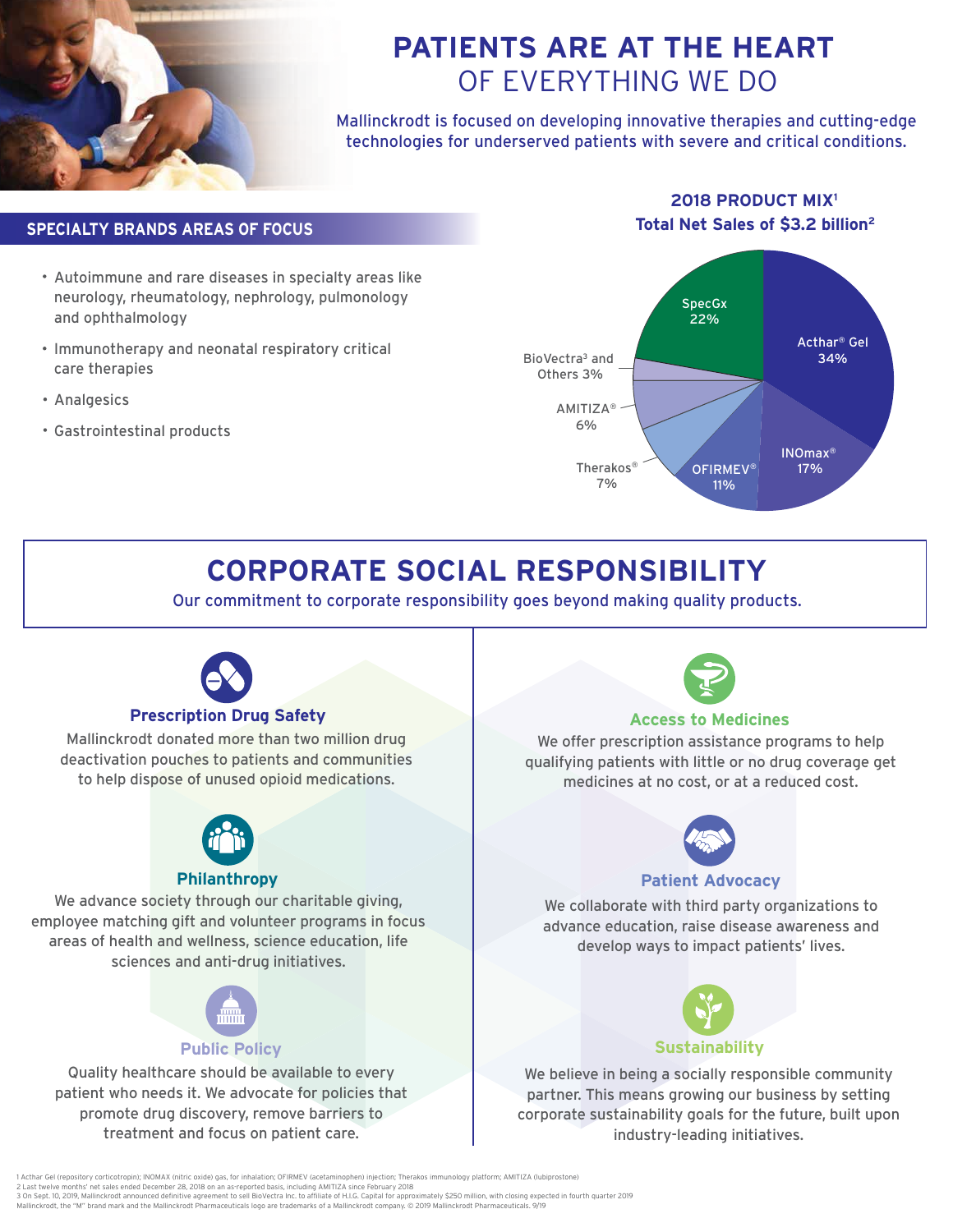# PATIENTS ARE AT THE HEART OF EVERYTHING WE DO

Mallinckrodt is focused on developing innovative therapies and cutting-edge technologies for underserved patients with severe and critical conditions.

## SPECIALTY BRANDS AREAS OF FOCUS

- Autoimmune and rare diseases in specialty areas like neurology, rheumatology, nephrology, pulmonology and ophthalmology
- Immunotherapy and neonatal respiratory critical care therapies
- Analgesics
- Gastrointestinal products

**2018 PRODUCT MIX[1]**
**Total Net Sales of $3.2 billion[2]**

Acthar® Gel 34%
INOmax® 17%
OFIRMEV® 11%
Therakos® 7%
AMITIZA® 6%
BioVectra[3] and Others 3%
SpecGx 22%

# CORPORATE SOCIAL RESPONSIBILITY

Our commitment to corporate responsibility goes beyond making quality products.

### Prescription Drug Safety

Mallinckrodt donated more than two million drug deactivation pouches to patients and communities to help dispose of unused opioid medications.

### Philanthropy

We advance society through our charitable giving, employee matching gift and volunteer programs in focus areas of health and wellness, science education, life sciences and anti-drug initiatives.

### Public Policy

Quality healthcare should be available to every patient who needs it. We advocate for policies that promote drug discovery, remove barriers to treatment and focus on patient care.

### Access to Medicines

We offer prescription assistance programs to help qualifying patients with little or no drug coverage get medicines at no cost, or at a reduced cost.

### Patient Advocacy

We collaborate with third party organizations to advance education, raise disease awareness and develop ways to impact patients' lives.

### Sustainability

We believe in being a socially responsible community partner. This means growing our business by setting corporate sustainability goals for the future, built upon industry-leading initiatives.

1 Acthar Gel (repository corticotropin); INOMAX (nitric oxide) gas, for inhalation; OFIRMEV (acetaminophen) injection; Therakos immunology platform; AMITIZA (lubiprostone)
2 Last twelve months' net sales ended December 28, 2018 on an as-reported basis, including AMITIZA since February 2018
3 On Sept. 10, 2019, Mallinckrodt announced definitive agreement to sell BioVectra Inc. to affiliate of H.I.G. Capital for approximately $250 million, with closing expected in fourth quarter 2019
Mallinckrodt, the "M" brand mark and the Mallinckrodt Pharmaceuticals logo are trademarks of a Mallinckrodt company. © 2019 Mallinckrodt Pharmaceuticals. 9/19